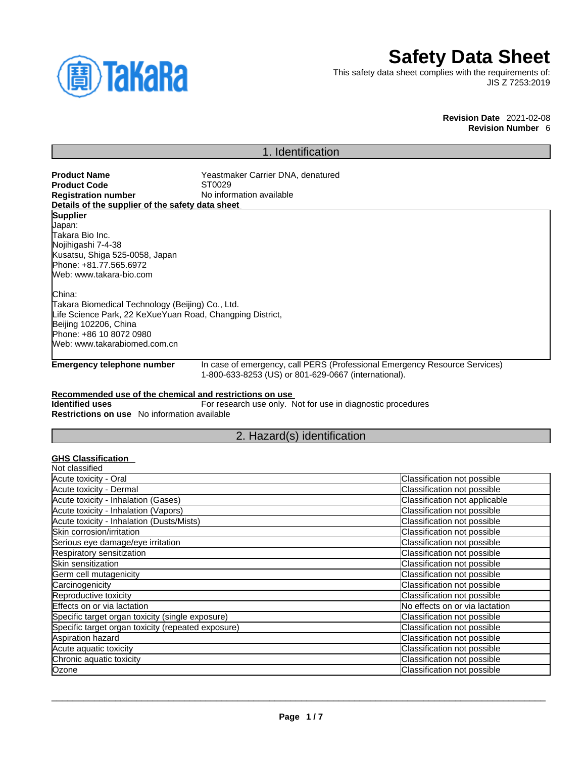# Safety Data Sheet

This safety data sheet complies with the requirements of:
JIS Z 7253:2019

**Revision Date** 2021-02-08
**Revision Number** 6

## 1. Identification

**Product Name** Yeastmaker Carrier DNA, denatured
**Product Code** ST0029
**Registration number** No information available

**Details of the supplier of the safety data sheet**

**Supplier**
Japan:
Takara Bio Inc.
Nojihigashi 7-4-38
Kusatsu, Shiga 525-0058, Japan
Phone: +81.77.565.6972
Web: www.takara-bio.com

China:
Takara Biomedical Technology (Beijing) Co., Ltd.
Life Science Park, 22 KeXueYuan Road, Changping District,
Beijing 102206, China
Phone: +86 10 8072 0980
Web: www.takarabiomed.com.cn

**Emergency telephone number** In case of emergency, call PERS (Professional Emergency Resource Services) 1-800-633-8253 (US) or 801-629-0667 (international).

**Recommended use of the chemical and restrictions on use**
**Identified uses** For research use only. Not for use in diagnostic procedures
**Restrictions on use** No information available

## 2. Hazard(s) identification

**GHS Classification**
Not classified

| | |
|---|---|
| Acute toxicity - Oral | Classification not possible |
| Acute toxicity - Dermal | Classification not possible |
| Acute toxicity - Inhalation (Gases) | Classification not applicable |
| Acute toxicity - Inhalation (Vapors) | Classification not possible |
| Acute toxicity - Inhalation (Dusts/Mists) | Classification not possible |
| Skin corrosion/irritation | Classification not possible |
| Serious eye damage/eye irritation | Classification not possible |
| Respiratory sensitization | Classification not possible |
| Skin sensitization | Classification not possible |
| Germ cell mutagenicity | Classification not possible |
| Carcinogenicity | Classification not possible |
| Reproductive toxicity | Classification not possible |
| Effects on or via lactation | No effects on or via lactation |
| Specific target organ toxicity (single exposure) | Classification not possible |
| Specific target organ toxicity (repeated exposure) | Classification not possible |
| Aspiration hazard | Classification not possible |
| Acute aquatic toxicity | Classification not possible |
| Chronic aquatic toxicity | Classification not possible |
| Ozone | Classification not possible |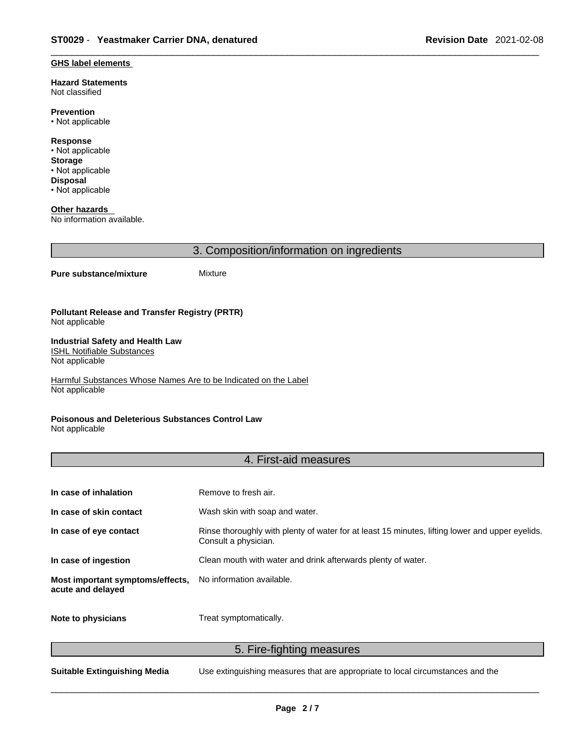**GHS label elements**

**Hazard Statements**
Not classified

**Prevention**
• Not applicable

**Response**
• Not applicable
**Storage**
• Not applicable
**Disposal**
• Not applicable

**Other hazards**
No information available.

## 3. Composition/information on ingredients

**Pure substance/mixture** Mixture

**Pollutant Release and Transfer Registry (PRTR)**
Not applicable

**Industrial Safety and Health Law**
ISHL Notifiable Substances
Not applicable

Harmful Substances Whose Names Are to be Indicated on the Label
Not applicable

**Poisonous and Deleterious Substances Control Law**
Not applicable

## 4. First-aid measures

| | |
|---|---|
| **In case of inhalation** | Remove to fresh air. |
| **In case of skin contact** | Wash skin with soap and water. |
| **In case of eye contact** | Rinse thoroughly with plenty of water for at least 15 minutes, lifting lower and upper eyelids. Consult a physician. |
| **In case of ingestion** | Clean mouth with water and drink afterwards plenty of water. |
| **Most important symptoms/effects, acute and delayed** | No information available. |
| **Note to physicians** | Treat symptomatically. |

## 5. Fire-fighting measures

**Suitable Extinguishing Media** Use extinguishing measures that are appropriate to local circumstances and the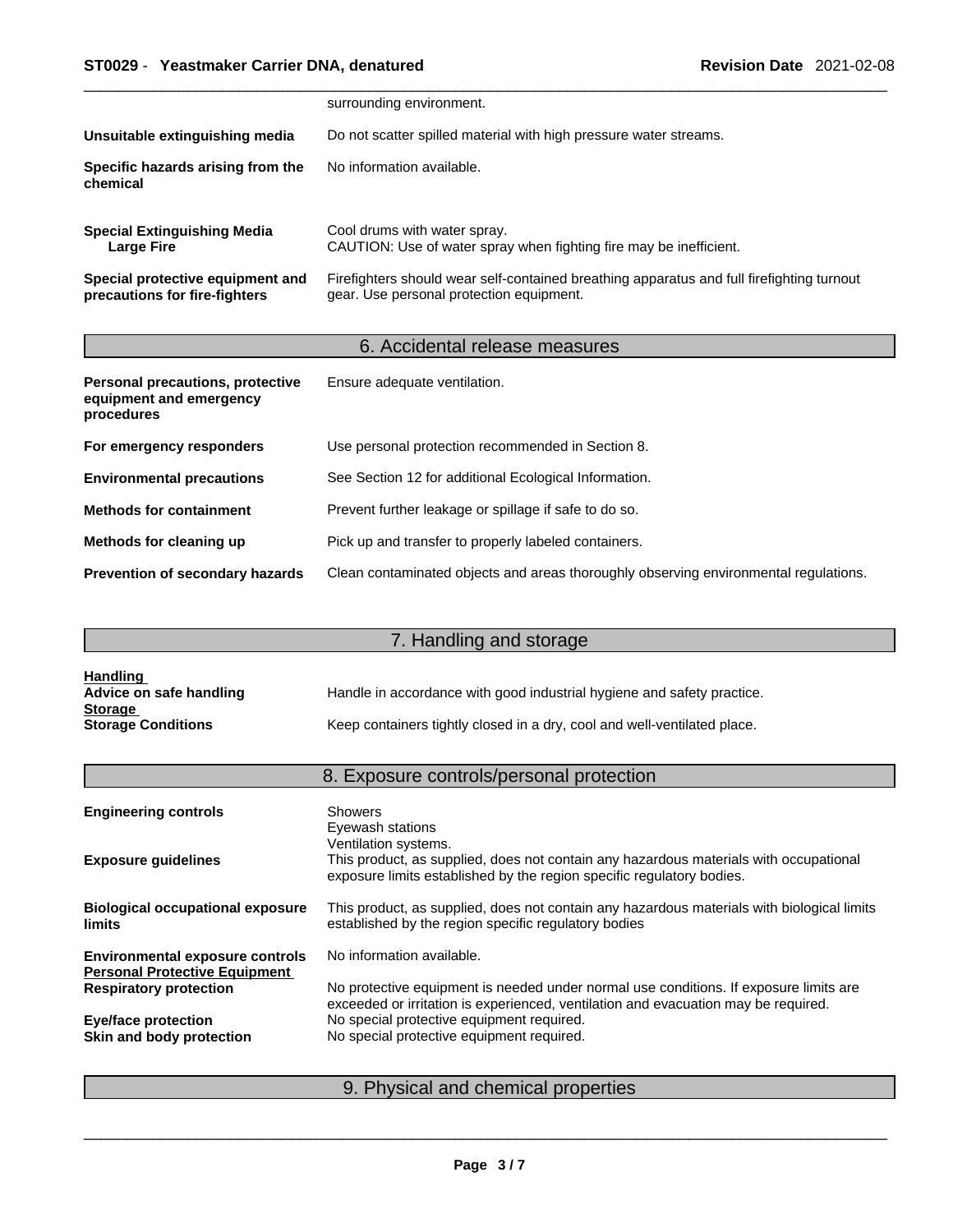| | |
|---|---|
| | surrounding environment. |
| **Unsuitable extinguishing media** | Do not scatter spilled material with high pressure water streams. |
| **Specific hazards arising from the chemical** | No information available. |
| **Special Extinguishing Media Large Fire** | Cool drums with water spray. CAUTION: Use of water spray when fighting fire may be inefficient. |
| **Special protective equipment and precautions for fire-fighters** | Firefighters should wear self-contained breathing apparatus and full firefighting turnout gear. Use personal protection equipment. |

## 6. Accidental release measures

| | |
|---|---|
| **Personal precautions, protective equipment and emergency procedures** | Ensure adequate ventilation. |
| **For emergency responders** | Use personal protection recommended in Section 8. |
| **Environmental precautions** | See Section 12 for additional Ecological Information. |
| **Methods for containment** | Prevent further leakage or spillage if safe to do so. |
| **Methods for cleaning up** | Pick up and transfer to properly labeled containers. |
| **Prevention of secondary hazards** | Clean contaminated objects and areas thoroughly observing environmental regulations. |

## 7. Handling and storage

**Handling**

| | |
|---|---|
| **Advice on safe handling** | Handle in accordance with good industrial hygiene and safety practice. |

**Storage**

| | |
|---|---|
| **Storage Conditions** | Keep containers tightly closed in a dry, cool and well-ventilated place. |

## 8. Exposure controls/personal protection

| | |
|---|---|
| **Engineering controls** | Showers<br>Eyewash stations<br>Ventilation systems. |
| **Exposure guidelines** | This product, as supplied, does not contain any hazardous materials with occupational exposure limits established by the region specific regulatory bodies. |
| **Biological occupational exposure limits** | This product, as supplied, does not contain any hazardous materials with biological limits established by the region specific regulatory bodies |
| **Environmental exposure controls** | No information available. |

**Personal Protective Equipment**

| | |
|---|---|
| **Respiratory protection** | No protective equipment is needed under normal use conditions. If exposure limits are exceeded or irritation is experienced, ventilation and evacuation may be required. |
| **Eye/face protection** | No special protective equipment required. |
| **Skin and body protection** | No special protective equipment required. |

## 9. Physical and chemical properties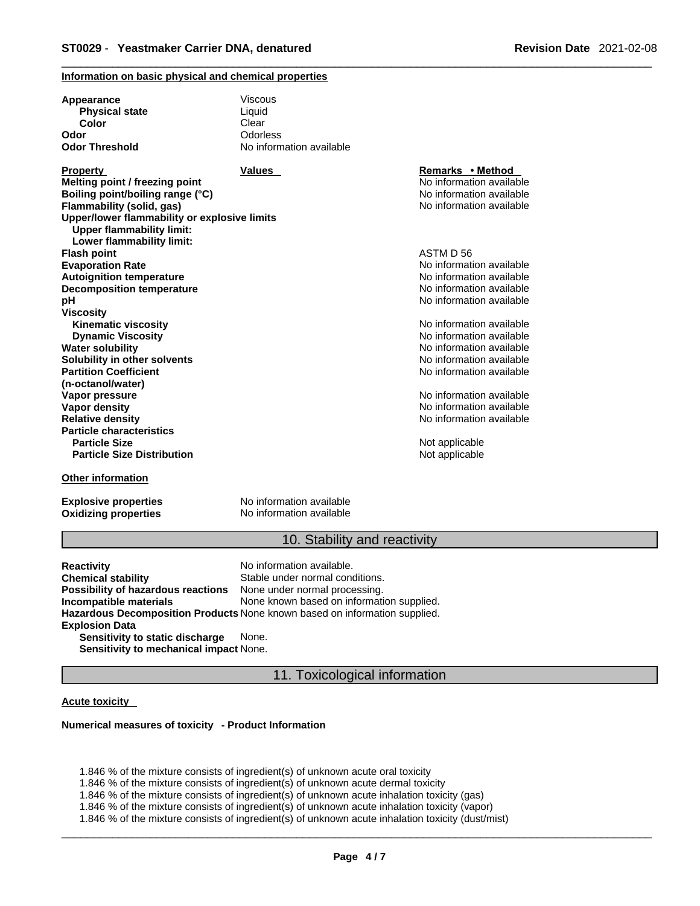**Information on basic physical and chemical properties**

| | | |
|---|---|---|
| **Appearance** | Viscous | |
| **Physical state** | Liquid | |
| **Color** | Clear | |
| **Odor** | Odorless | |
| **Odor Threshold** | No information available | |

| **Property** | **Values** | **Remarks • Method** |
|---|---|---|
| **Melting point / freezing point** | | No information available |
| **Boiling point/boiling range (°C)** | | No information available |
| **Flammability (solid, gas)** | | No information available |
| **Upper/lower flammability or explosive limits** | | |
| **Upper flammability limit:** | | |
| **Lower flammability limit:** | | |
| **Flash point** | | ASTM D 56 |
| **Evaporation Rate** | | No information available |
| **Autoignition temperature** | | No information available |
| **Decomposition temperature** | | No information available |
| **pH** | | No information available |
| **Viscosity** | | |
| **Kinematic viscosity** | | No information available |
| **Dynamic Viscosity** | | No information available |
| **Water solubility** | | No information available |
| **Solubility in other solvents** | | No information available |
| **Partition Coefficient (n-octanol/water)** | | No information available |
| **Vapor pressure** | | No information available |
| **Vapor density** | | No information available |
| **Relative density** | | No information available |
| **Particle characteristics** | | |
| **Particle Size** | | Not applicable |
| **Particle Size Distribution** | | Not applicable |

**Other information**

| | |
|---|---|
| **Explosive properties** | No information available |
| **Oxidizing properties** | No information available |

## 10. Stability and reactivity

| | |
|---|---|
| **Reactivity** | No information available. |
| **Chemical stability** | Stable under normal conditions. |
| **Possibility of hazardous reactions** | None under normal processing. |
| **Incompatible materials** | None known based on information supplied. |
| **Hazardous Decomposition Products** | None known based on information supplied. |
| **Explosion Data** | |
| **Sensitivity to static discharge** | None. |
| **Sensitivity to mechanical impact** | None. |

## 11. Toxicological information

**Acute toxicity**

**Numerical measures of toxicity - Product Information**

1.846 % of the mixture consists of ingredient(s) of unknown acute oral toxicity
1.846 % of the mixture consists of ingredient(s) of unknown acute dermal toxicity
1.846 % of the mixture consists of ingredient(s) of unknown acute inhalation toxicity (gas)
1.846 % of the mixture consists of ingredient(s) of unknown acute inhalation toxicity (vapor)
1.846 % of the mixture consists of ingredient(s) of unknown acute inhalation toxicity (dust/mist)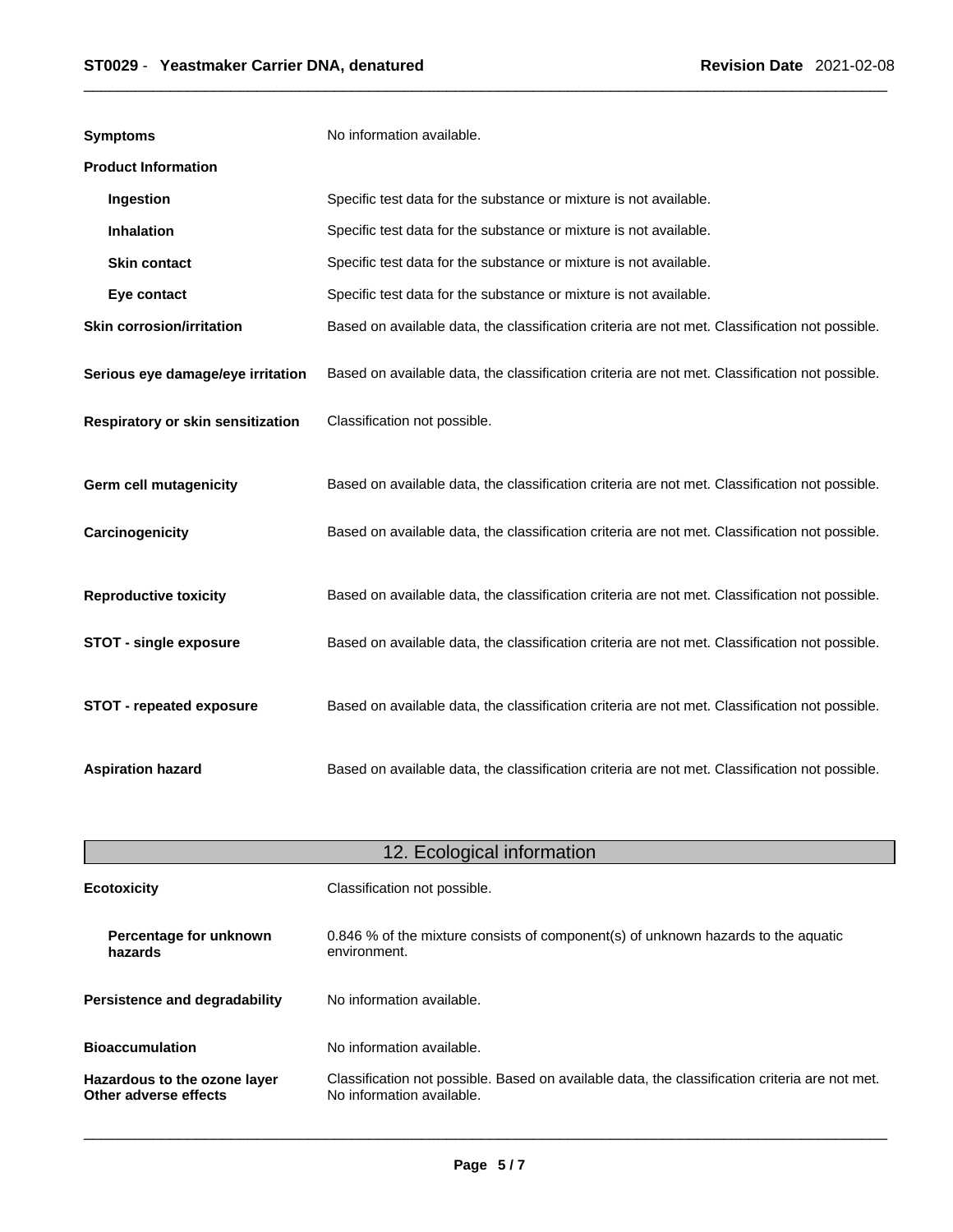**Symptoms** No information available.

**Product Information**

| | |
|---|---|
| **Ingestion** | Specific test data for the substance or mixture is not available. |
| **Inhalation** | Specific test data for the substance or mixture is not available. |
| **Skin contact** | Specific test data for the substance or mixture is not available. |
| **Eye contact** | Specific test data for the substance or mixture is not available. |
| **Skin corrosion/irritation** | Based on available data, the classification criteria are not met. Classification not possible. |
| **Serious eye damage/eye irritation** | Based on available data, the classification criteria are not met. Classification not possible. |
| **Respiratory or skin sensitization** | Classification not possible. |
| **Germ cell mutagenicity** | Based on available data, the classification criteria are not met. Classification not possible. |
| **Carcinogenicity** | Based on available data, the classification criteria are not met. Classification not possible. |
| **Reproductive toxicity** | Based on available data, the classification criteria are not met. Classification not possible. |
| **STOT - single exposure** | Based on available data, the classification criteria are not met. Classification not possible. |
| **STOT - repeated exposure** | Based on available data, the classification criteria are not met. Classification not possible. |
| **Aspiration hazard** | Based on available data, the classification criteria are not met. Classification not possible. |

## 12. Ecological information

| | |
|---|---|
| **Ecotoxicity** | Classification not possible. |
| **Percentage for unknown hazards** | 0.846 % of the mixture consists of component(s) of unknown hazards to the aquatic environment. |
| **Persistence and degradability** | No information available. |
| **Bioaccumulation** | No information available. |
| **Hazardous to the ozone layer** | Classification not possible. Based on available data, the classification criteria are not met. |
| **Other adverse effects** | No information available. |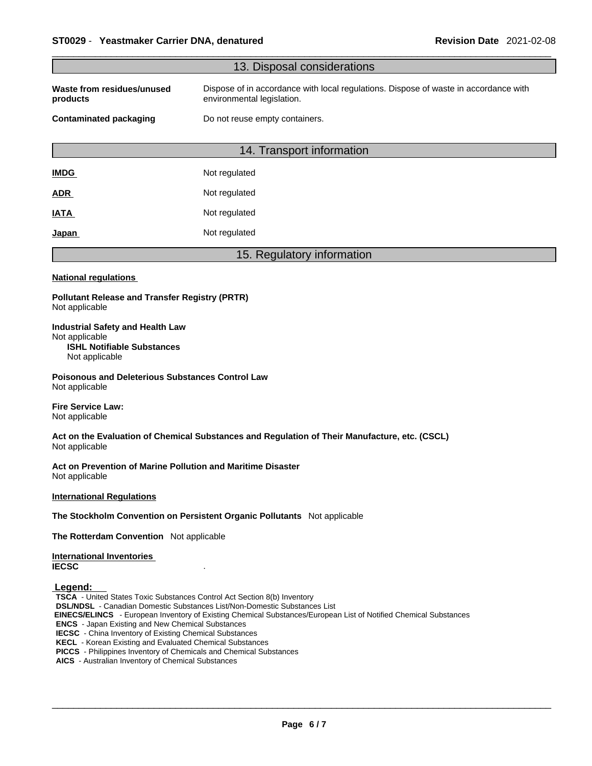## 13. Disposal considerations

| | |
|---|---|
| **Waste from residues/unused products** | Dispose of in accordance with local regulations. Dispose of waste in accordance with environmental legislation. |
| **Contaminated packaging** | Do not reuse empty containers. |

## 14. Transport information

| | |
|---|---|
| **IMDG** | Not regulated |
| **ADR** | Not regulated |
| **IATA** | Not regulated |
| **Japan** | Not regulated |

## 15. Regulatory information

**National regulations**

**Pollutant Release and Transfer Registry (PRTR)**
Not applicable

**Industrial Safety and Health Law**
Not applicable

**ISHL Notifiable Substances**
Not applicable

**Poisonous and Deleterious Substances Control Law**
Not applicable

**Fire Service Law:**
Not applicable

**Act on the Evaluation of Chemical Substances and Regulation of Their Manufacture, etc. (CSCL)**
Not applicable

**Act on Prevention of Marine Pollution and Maritime Disaster**
Not applicable

**International Regulations**

**The Stockholm Convention on Persistent Organic Pollutants** Not applicable

**The Rotterdam Convention** Not applicable

**International Inventories**

**IECSC** .

**Legend:**

**TSCA** - United States Toxic Substances Control Act Section 8(b) Inventory
**DSL/NDSL** - Canadian Domestic Substances List/Non-Domestic Substances List
**EINECS/ELINCS** - European Inventory of Existing Chemical Substances/European List of Notified Chemical Substances
**ENCS** - Japan Existing and New Chemical Substances
**IECSC** - China Inventory of Existing Chemical Substances
**KECL** - Korean Existing and Evaluated Chemical Substances
**PICCS** - Philippines Inventory of Chemicals and Chemical Substances
**AICS** - Australian Inventory of Chemical Substances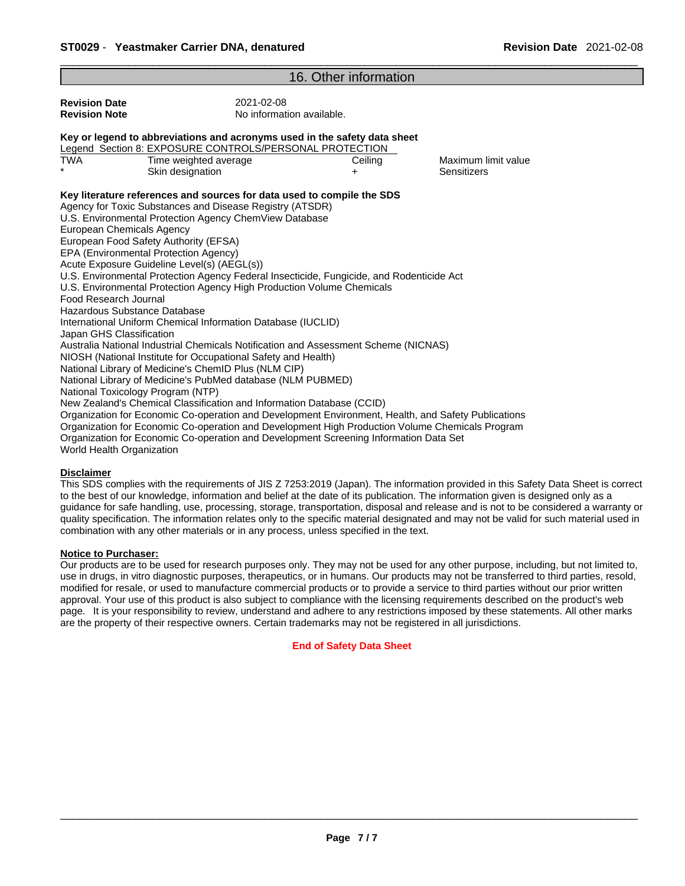## 16. Other information

| | |
|---|---|
| **Revision Date** | 2021-02-08 |
| **Revision Note** | No information available. |

**Key or legend to abbreviations and acronyms used in the safety data sheet**

Legend Section 8: EXPOSURE CONTROLS/PERSONAL PROTECTION

| | | | |
|---|---|---|---|
| TWA | Time weighted average | Ceiling | Maximum limit value |
| * | Skin designation | + | Sensitizers |

**Key literature references and sources for data used to compile the SDS**

Agency for Toxic Substances and Disease Registry (ATSDR)
U.S. Environmental Protection Agency ChemView Database
European Chemicals Agency
European Food Safety Authority (EFSA)
EPA (Environmental Protection Agency)
Acute Exposure Guideline Level(s) (AEGL(s))
U.S. Environmental Protection Agency Federal Insecticide, Fungicide, and Rodenticide Act
U.S. Environmental Protection Agency High Production Volume Chemicals
Food Research Journal
Hazardous Substance Database
International Uniform Chemical Information Database (IUCLID)
Japan GHS Classification
Australia National Industrial Chemicals Notification and Assessment Scheme (NICNAS)
NIOSH (National Institute for Occupational Safety and Health)
National Library of Medicine's ChemID Plus (NLM CIP)
National Library of Medicine's PubMed database (NLM PUBMED)
National Toxicology Program (NTP)
New Zealand's Chemical Classification and Information Database (CCID)
Organization for Economic Co-operation and Development Environment, Health, and Safety Publications
Organization for Economic Co-operation and Development High Production Volume Chemicals Program
Organization for Economic Co-operation and Development Screening Information Data Set
World Health Organization

**Disclaimer**

This SDS complies with the requirements of JIS Z 7253:2019 (Japan). The information provided in this Safety Data Sheet is correct to the best of our knowledge, information and belief at the date of its publication. The information given is designed only as a guidance for safe handling, use, processing, storage, transportation, disposal and release and is not to be considered a warranty or quality specification. The information relates only to the specific material designated and may not be valid for such material used in combination with any other materials or in any process, unless specified in the text.

**Notice to Purchaser:**

Our products are to be used for research purposes only. They may not be used for any other purpose, including, but not limited to, use in drugs, in vitro diagnostic purposes, therapeutics, or in humans. Our products may not be transferred to third parties, resold, modified for resale, or used to manufacture commercial products or to provide a service to third parties without our prior written approval. Your use of this product is also subject to compliance with the licensing requirements described on the product's web page. It is your responsibility to review, understand and adhere to any restrictions imposed by these statements. All other marks are the property of their respective owners. Certain trademarks may not be registered in all jurisdictions.

**End of Safety Data Sheet**